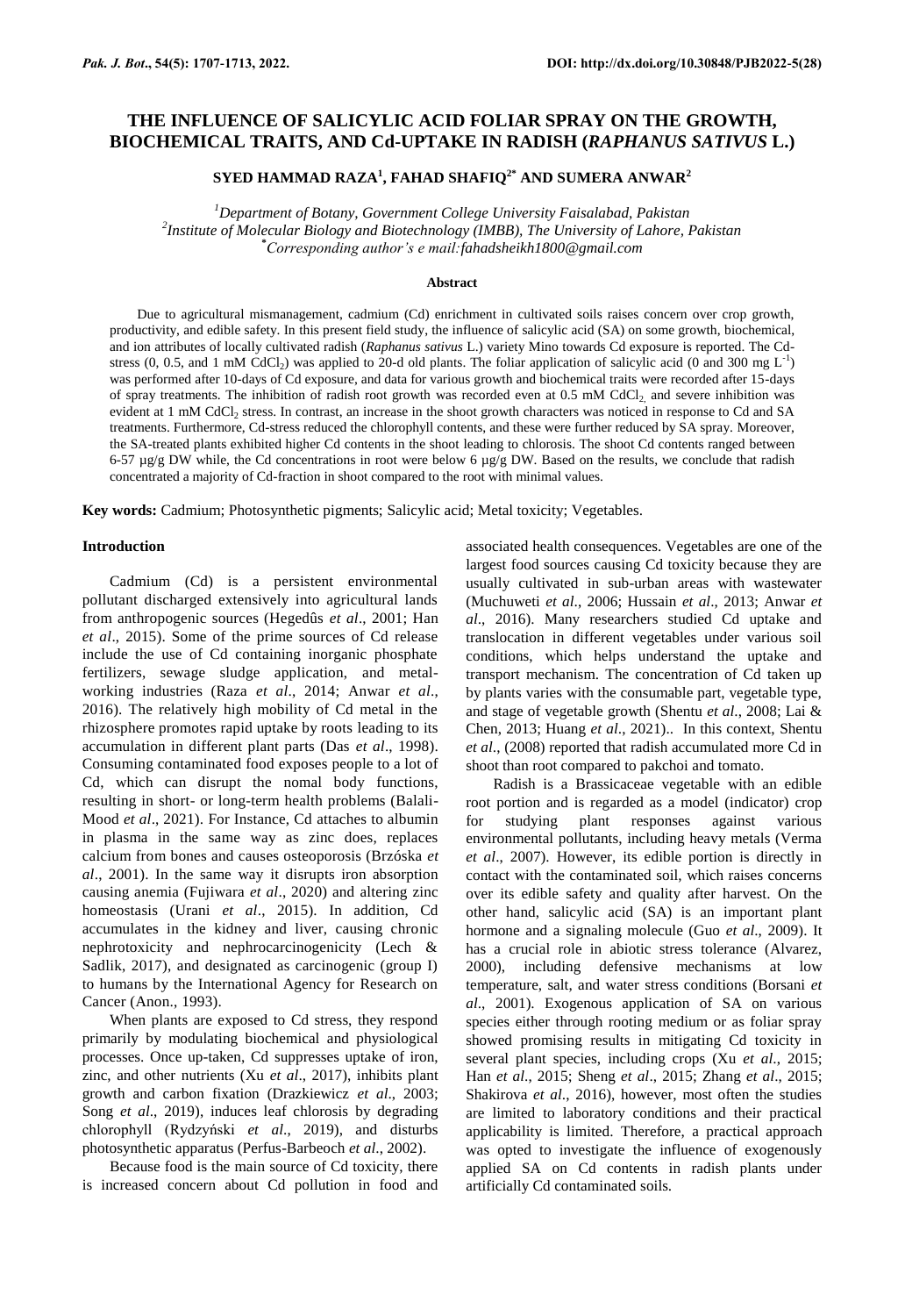# THE INFLUENCE OF SALICYLIC ACID FOLIAR SPRAY ON THE GROWTH, BIOCHEMICAL TRAITS, AND Cd-UPTAKE IN RADISH (*RAPHANUS SATIVUS* L.)

**SYED HAMMAD RAZA[1], FAHAD SHAFIQ[2*] AND SUMERA ANWAR[2]**

*[1]Department of Botany, Government College University Faisalabad, Pakistan*
*[2]Institute of Molecular Biology and Biotechnology (IMBB), The University of Lahore, Pakistan*
*[*]Corresponding author's e mail:fahadsheikh1800@gmail.com*

## Abstract

Due to agricultural mismanagement, cadmium (Cd) enrichment in cultivated soils raises concern over crop growth, productivity, and edible safety. In this present field study, the influence of salicylic acid (SA) on some growth, biochemical, and ion attributes of locally cultivated radish (*Raphanus sativus* L.) variety Mino towards Cd exposure is reported. The Cd-stress (0, 0.5, and 1 mM $CdCl_2$) was applied to 20-d old plants. The foliar application of salicylic acid (0 and 300 mg $L^{-1}$) was performed after 10-days of Cd exposure, and data for various growth and biochemical traits were recorded after 15-days of spray treatments. The inhibition of radish root growth was recorded even at 0.5 mM $CdCl_2$ and severe inhibition was evident at 1 mM $CdCl_2$ stress. In contrast, an increase in the shoot growth characters was noticed in response to Cd and SA treatments. Furthermore, Cd-stress reduced the chlorophyll contents, and these were further reduced by SA spray. Moreover, the SA-treated plants exhibited higher Cd contents in the shoot leading to chlorosis. The shoot Cd contents ranged between 6-57 µg/g DW while, the Cd concentrations in root were below 6 µg/g DW. Based on the results, we conclude that radish concentrated a majority of Cd-fraction in shoot compared to the root with minimal values.

**Key words:** Cadmium; Photosynthetic pigments; Salicylic acid; Metal toxicity; Vegetables.

## Introduction

Cadmium (Cd) is a persistent environmental pollutant discharged extensively into agricultural lands from anthropogenic sources (Hegedûs *et al*., 2001; Han *et al*., 2015). Some of the prime sources of Cd release include the use of Cd containing inorganic phosphate fertilizers, sewage sludge application, and metal-working industries (Raza *et al*., 2014; Anwar *et al*., 2016). The relatively high mobility of Cd metal in the rhizosphere promotes rapid uptake by roots leading to its accumulation in different plant parts (Das *et al*., 1998). Consuming contaminated food exposes people to a lot of Cd, which can disrupt the nomal body functions, resulting in short- or long-term health problems (Balali-Mood *et al*., 2021). For Instance, Cd attaches to albumin in plasma in the same way as zinc does, replaces calcium from bones and causes osteoporosis (Brzóska *et al*., 2001). In the same way it disrupts iron absorption causing anemia (Fujiwara *et al*., 2020) and altering zinc homeostasis (Urani *et al*., 2015). In addition, Cd accumulates in the kidney and liver, causing chronic nephrotoxicity and nephrocarcinogenicity (Lech & Sadlik, 2017), and designated as carcinogenic (group I) to humans by the International Agency for Research on Cancer (Anon., 1993).

When plants are exposed to Cd stress, they respond primarily by modulating biochemical and physiological processes. Once up-taken, Cd suppresses uptake of iron, zinc, and other nutrients (Xu *et al*., 2017), inhibits plant growth and carbon fixation (Drazkiewicz *et al*., 2003; Song *et al*., 2019), induces leaf chlorosis by degrading chlorophyll (Rydzyński *et al*., 2019), and disturbs photosynthetic apparatus (Perfus-Barbeoch *et al*., 2002).

Because food is the main source of Cd toxicity, there is increased concern about Cd pollution in food and associated health consequences. Vegetables are one of the largest food sources causing Cd toxicity because they are usually cultivated in sub-urban areas with wastewater (Muchuweti *et al*., 2006; Hussain *et al*., 2013; Anwar *et al*., 2016). Many researchers studied Cd uptake and translocation in different vegetables under various soil conditions, which helps understand the uptake and transport mechanism. The concentration of Cd taken up by plants varies with the consumable part, vegetable type, and stage of vegetable growth (Shentu *et al*., 2008; Lai & Chen, 2013; Huang *et al*., 2021).. In this context, Shentu *et al*., (2008) reported that radish accumulated more Cd in shoot than root compared to pakchoi and tomato.

Radish is a Brassicaceae vegetable with an edible root portion and is regarded as a model (indicator) crop for studying plant responses against various environmental pollutants, including heavy metals (Verma *et al*., 2007). However, its edible portion is directly in contact with the contaminated soil, which raises concerns over its edible safety and quality after harvest. On the other hand, salicylic acid (SA) is an important plant hormone and a signaling molecule (Guo *et al*., 2009). It has a crucial role in abiotic stress tolerance (Alvarez, 2000), including defensive mechanisms at low temperature, salt, and water stress conditions (Borsani *et al*., 2001). Exogenous application of SA on various species either through rooting medium or as foliar spray showed promising results in mitigating Cd toxicity in several plant species, including crops (Xu *et al*., 2015; Han *et al*., 2015; Sheng *et al*., 2015; Zhang *et al*., 2015; Shakirova *et al*., 2016), however, most often the studies are limited to laboratory conditions and their practical applicability is limited. Therefore, a practical approach was opted to investigate the influence of exogenously applied SA on Cd contents in radish plants under artificially Cd contaminated soils.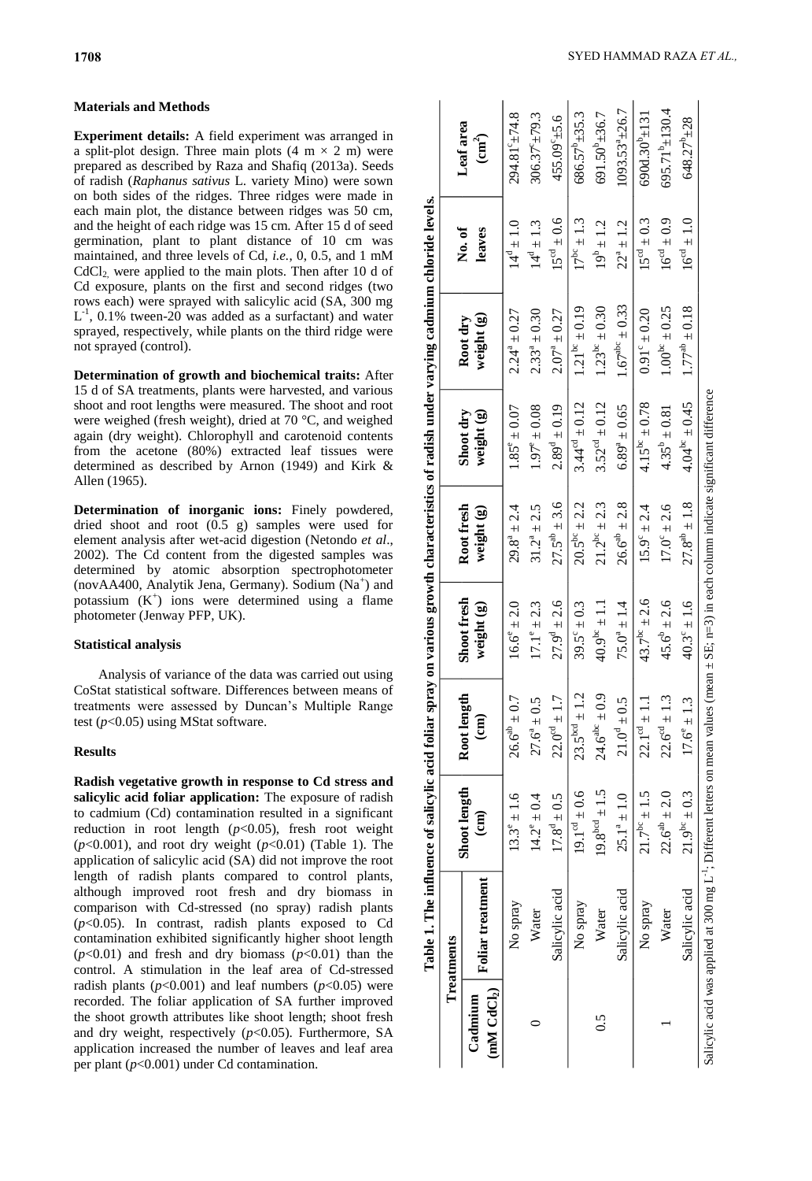## Materials and Methods

**Experiment details:** A field experiment was arranged in a split-plot design. Three main plots (4 m × 2 m) were prepared as described by Raza and Shafiq (2013a). Seeds of radish (*Raphanus sativus* L. variety Mino) were sown on both sides of the ridges. Three ridges were made in each main plot, the distance between ridges was 50 cm, and the height of each ridge was 15 cm. After 15 d of seed germination, plant to plant distance of 10 cm was maintained, and three levels of Cd, *i.e.*, 0, 0.5, and 1 mM $CdCl_2$, were applied to the main plots. Then after 10 d of Cd exposure, plants on the first and second ridges (two rows each) were sprayed with salicylic acid (SA, 300 mg $L^{-1}$, 0.1% tween-20 was added as a surfactant) and water sprayed, respectively, while plants on the third ridge were not sprayed (control).

**Determination of growth and biochemical traits:** After 15 d of SA treatments, plants were harvested, and various shoot and root lengths were measured. The shoot and root were weighed (fresh weight), dried at 70 °C, and weighed again (dry weight). Chlorophyll and carotenoid contents from the acetone (80%) extracted leaf tissues were determined as described by Arnon (1949) and Kirk & Allen (1965).

**Determination of inorganic ions:** Finely powdered, dried shoot and root (0.5 g) samples were used for element analysis after wet-acid digestion (Netondo *et al*., 2002). The Cd content from the digested samples was determined by atomic absorption spectrophotometer (novAA400, Analytik Jena, Germany). Sodium ($Na^+$) and potassium ($K^+$) ions were determined using a flame photometer (Jenway PFP, UK).

### Statistical analysis

Analysis of variance of the data was carried out using CoStat statistical software. Differences between means of treatments were assessed by Duncan's Multiple Range test ($p$<0.05) using MStat software.

## Results

**Radish vegetative growth in response to Cd stress and salicylic acid foliar application:** The exposure of radish to cadmium (Cd) contamination resulted in a significant reduction in root length ($p$<0.05), fresh root weight ($p$<0.001), and root dry weight ($p$<0.01) (Table 1). The application of salicylic acid (SA) did not improve the root length of radish plants compared to control plants, although improved root fresh and dry biomass in comparison with Cd-stressed (no spray) radish plants ($p$<0.05). In contrast, radish plants exposed to Cd contamination exhibited significantly higher shoot length ($p$<0.01) and fresh and dry biomass ($p$<0.01) than the control. A stimulation in the leaf area of Cd-stressed radish plants ($p$<0.001) and leaf numbers ($p$<0.05) were recorded. The foliar application of SA further improved the shoot growth attributes like shoot length; shoot fresh and dry weight, respectively ($p$<0.05). Furthermore, SA application increased the number of leaves and leaf area per plant ($p$<0.001) under Cd contamination.

**Table 1. The influence of salicylic acid foliar spray on various growth characteristics of radish under varying cadmium chloride levels.**

| Cadmium (mM $CdCl_2$) | Foliar treatment | Shoot length (cm) | Root length (cm) | Shoot fresh weight (g) | Root fresh weight (g) | Shoot dry weight (g) | Root dry weight (g) | No. of leaves | Leaf area ($cm^2$) |
|---|---|---|---|---|---|---|---|---|---|
| 0 | No spray | $13.3^{e} \pm 1.6$ | $26.6^{ab} \pm 0.7$ | $16.6^{e} \pm 2.0$ | $29.8^{a} \pm 2.4$ | $1.85^{e} \pm 0.07$ | $2.24^{a} \pm 0.27$ | $14^{d} \pm 1.0$ | $294.81^{c} \pm 74.8$ |
| | Water | $14.2^{e} \pm 0.4$ | $27.6^{a} \pm 0.5$ | $17.1^{e} \pm 2.3$ | $31.2^{a} \pm 2.5$ | $1.97^{e} \pm 0.08$ | $2.33^{a} \pm 0.30$ | $14^{d} \pm 1.3$ | $306.37^{c} \pm 79.3$ |
| | Salicylic acid | $17.8^{d} \pm 0.5$ | $22.0^{cd} \pm 1.7$ | $27.9^{d} \pm 2.6$ | $27.5^{ab} \pm 3.6$ | $2.89^{d} \pm 0.19$ | $2.07^{a} \pm 0.27$ | $15^{cd} \pm 0.6$ | $455.09^{c} \pm 5.6$ |
| 0.5 | No spray | $19.1^{cd} \pm 0.6$ | $23.5^{bcd} \pm 1.2$ | $39.5^{c} \pm 0.3$ | $20.5^{bc} \pm 2.2$ | $3.44^{cd} \pm 0.12$ | $1.21^{bc} \pm 0.19$ | $17^{bc} \pm 1.3$ | $686.57^{b} \pm 35.3$ |
| | Water | $19.8^{bcd} \pm 1.5$ | $24.6^{abc} \pm 0.9$ | $40.9^{bc} \pm 1.1$ | $21.2^{bc} \pm 2.3$ | $3.52^{cd} \pm 0.12$ | $1.23^{bc} \pm 0.30$ | $19^{b} \pm 1.2$ | $691.50^{b} \pm 36.7$ |
| | Salicylic acid | $25.1^{a} \pm 1.0$ | $21.0^{d} \pm 0.5$ | $75.0^{a} \pm 1.4$ | $26.6^{ab} \pm 2.8$ | $6.89^{a} \pm 0.65$ | $1.67^{abc} \pm 0.33$ | $22^{a} \pm 1.2$ | $1093.53^{a} \pm 26.7$ |
| 1 | No spray | $21.7^{bc} \pm 1.5$ | $22.1^{cd} \pm 1.1$ | $43.7^{bc} \pm 2.6$ | $15.9^{c} \pm 2.4$ | $4.15^{bc} \pm 0.78$ | $0.91^{c} \pm 0.20$ | $15^{cd} \pm 0.3$ | $690d.30^{b} \pm 131$ |
| | Water | $22.6^{ab} \pm 2.0$ | $22.6^{cd} \pm 1.3$ | $45.6^{b} \pm 2.6$ | $17.0^{c} \pm 2.6$ | $4.35^{b} \pm 0.81$ | $1.00^{bc} \pm 0.25$ | $16^{cd} \pm 0.9$ | $695.71^{b} \pm 130.4$ |
| | Salicylic acid | $21.9^{bc} \pm 0.3$ | $17.6^{e} \pm 1.3$ | $40.3^{c} \pm 1.6$ | $27.8^{ab} \pm 1.8$ | $4.04^{bc} \pm 0.45$ | $1.77^{ab} \pm 0.18$ | $16^{cd} \pm 1.0$ | $648.27^{b} \pm 28$ |

Salicylic acid was applied at 300 mg $L^{-1}$; Different letters on mean values (mean ± SE; n=3) in each column indicate significant difference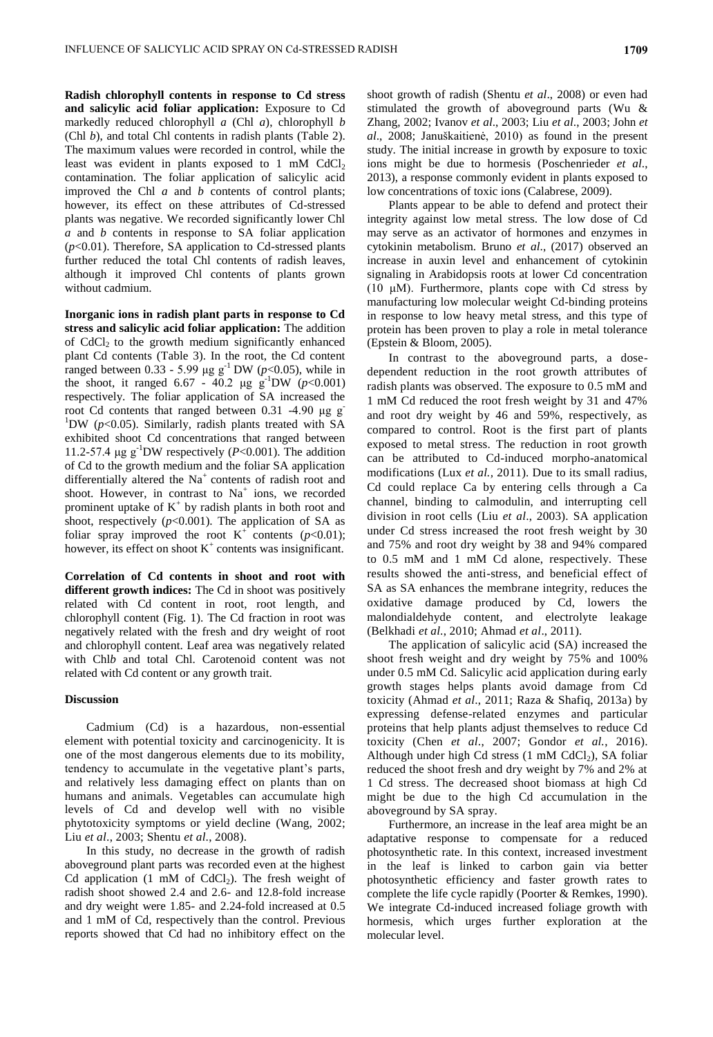**Radish chlorophyll contents in response to Cd stress and salicylic acid foliar application:** Exposure to Cd markedly reduced chlorophyll *a* (Chl *a*), chlorophyll *b* (Chl *b*), and total Chl contents in radish plants (Table 2). The maximum values were recorded in control, while the least was evident in plants exposed to 1 mM $CdCl_2$ contamination. The foliar application of salicylic acid improved the Chl *a* and *b* contents of control plants; however, its effect on these attributes of Cd-stressed plants was negative. We recorded significantly lower Chl *a* and *b* contents in response to SA foliar application ($p<0.01$). Therefore, SA application to Cd-stressed plants further reduced the total Chl contents of radish leaves, although it improved Chl contents of plants grown without cadmium.

**Inorganic ions in radish plant parts in response to Cd stress and salicylic acid foliar application:** The addition of $CdCl_2$ to the growth medium significantly enhanced plant Cd contents (Table 3). In the root, the Cd content ranged between 0.33 - 5.99 μg $g^{-1}$ DW ($p<0.05$), while in the shoot, it ranged 6.67 - 40.2 μg $g^{-1}$DW ($p<0.001$) respectively. The foliar application of SA increased the root Cd contents that ranged between 0.31 -4.90 μg $g^{-1}$DW ($p<0.05$). Similarly, radish plants treated with SA exhibited shoot Cd concentrations that ranged between 11.2-57.4 μg $g^{-1}$DW respectively ($P<0.001$). The addition of Cd to the growth medium and the foliar SA application differentially altered the $Na^+$ contents of radish root and shoot. However, in contrast to $Na^+$ ions, we recorded prominent uptake of $K^+$ by radish plants in both root and shoot, respectively ($p<0.001$). The application of SA as foliar spray improved the root $K^+$ contents ($p<0.01$); however, its effect on shoot $K^+$ contents was insignificant.

**Correlation of Cd contents in shoot and root with different growth indices:** The Cd in shoot was positively related with Cd content in root, root length, and chlorophyll content (Fig. 1). The Cd fraction in root was negatively related with the fresh and dry weight of root and chlorophyll content. Leaf area was negatively related with Chl*b* and total Chl. Carotenoid content was not related with Cd content or any growth trait.

## Discussion

Cadmium (Cd) is a hazardous, non-essential element with potential toxicity and carcinogenicity. It is one of the most dangerous elements due to its mobility, tendency to accumulate in the vegetative plant's parts, and relatively less damaging effect on plants than on humans and animals. Vegetables can accumulate high levels of Cd and develop well with no visible phytotoxicity symptoms or yield decline (Wang, 2002; Liu *et al*., 2003; Shentu *et al.*, 2008).

In this study, no decrease in the growth of radish aboveground plant parts was recorded even at the highest Cd application (1 mM of $CdCl_2$). The fresh weight of radish shoot showed 2.4 and 2.6- and 12.8-fold increase and dry weight were 1.85- and 2.24-fold increased at 0.5 and 1 mM of Cd, respectively than the control. Previous reports showed that Cd had no inhibitory effect on the shoot growth of radish (Shentu *et al*., 2008) or even had stimulated the growth of aboveground parts (Wu & Zhang, 2002; Ivanov *et al*., 2003; Liu *et al*., 2003; John *et al*., 2008; Januškaitienė, 2010) as found in the present study. The initial increase in growth by exposure to toxic ions might be due to hormesis (Poschenrieder *et al*., 2013), a response commonly evident in plants exposed to low concentrations of toxic ions (Calabrese, 2009).

Plants appear to be able to defend and protect their integrity against low metal stress. The low dose of Cd may serve as an activator of hormones and enzymes in cytokinin metabolism. Bruno *et al*., (2017) observed an increase in auxin level and enhancement of cytokinin signaling in Arabidopsis roots at lower Cd concentration (10 μM). Furthermore, plants cope with Cd stress by manufacturing low molecular weight Cd-binding proteins in response to low heavy metal stress, and this type of protein has been proven to play a role in metal tolerance (Epstein & Bloom, 2005).

In contrast to the aboveground parts, a dose-dependent reduction in the root growth attributes of radish plants was observed. The exposure to 0.5 mM and 1 mM Cd reduced the root fresh weight by 31 and 47% and root dry weight by 46 and 59%, respectively, as compared to control. Root is the first part of plants exposed to metal stress. The reduction in root growth can be attributed to Cd-induced morpho-anatomical modifications (Lux *et al.,* 2011). Due to its small radius, Cd could replace Ca by entering cells through a Ca channel, binding to calmodulin, and interrupting cell division in root cells (Liu *et al*., 2003). SA application under Cd stress increased the root fresh weight by 30 and 75% and root dry weight by 38 and 94% compared to 0.5 mM and 1 mM Cd alone, respectively. These results showed the anti-stress, and beneficial effect of SA as SA enhances the membrane integrity, reduces the oxidative damage produced by Cd, lowers the malondialdehyde content, and electrolyte leakage (Belkhadi *et al.*, 2010; Ahmad *et al*., 2011).

The application of salicylic acid (SA) increased the shoot fresh weight and dry weight by 75% and 100% under 0.5 mM Cd. Salicylic acid application during early growth stages helps plants avoid damage from Cd toxicity (Ahmad *et al*., 2011; Raza & Shafiq, 2013a) by expressing defense-related enzymes and particular proteins that help plants adjust themselves to reduce Cd toxicity (Chen *et al*., 2007; Gondor *et al.*, 2016). Although under high Cd stress (1 mM $CdCl_2$), SA foliar reduced the shoot fresh and dry weight by 7% and 2% at 1 Cd stress. The decreased shoot biomass at high Cd might be due to the high Cd accumulation in the aboveground by SA spray.

Furthermore, an increase in the leaf area might be an adaptive response to compensate for a reduced photosynthetic rate. In this context, increased investment in the leaf is linked to carbon gain via better photosynthetic efficiency and faster growth rates to complete the life cycle rapidly (Poorter & Remkes, 1990). We integrate Cd-induced increased foliage growth with hormesis, which urges further exploration at the molecular level.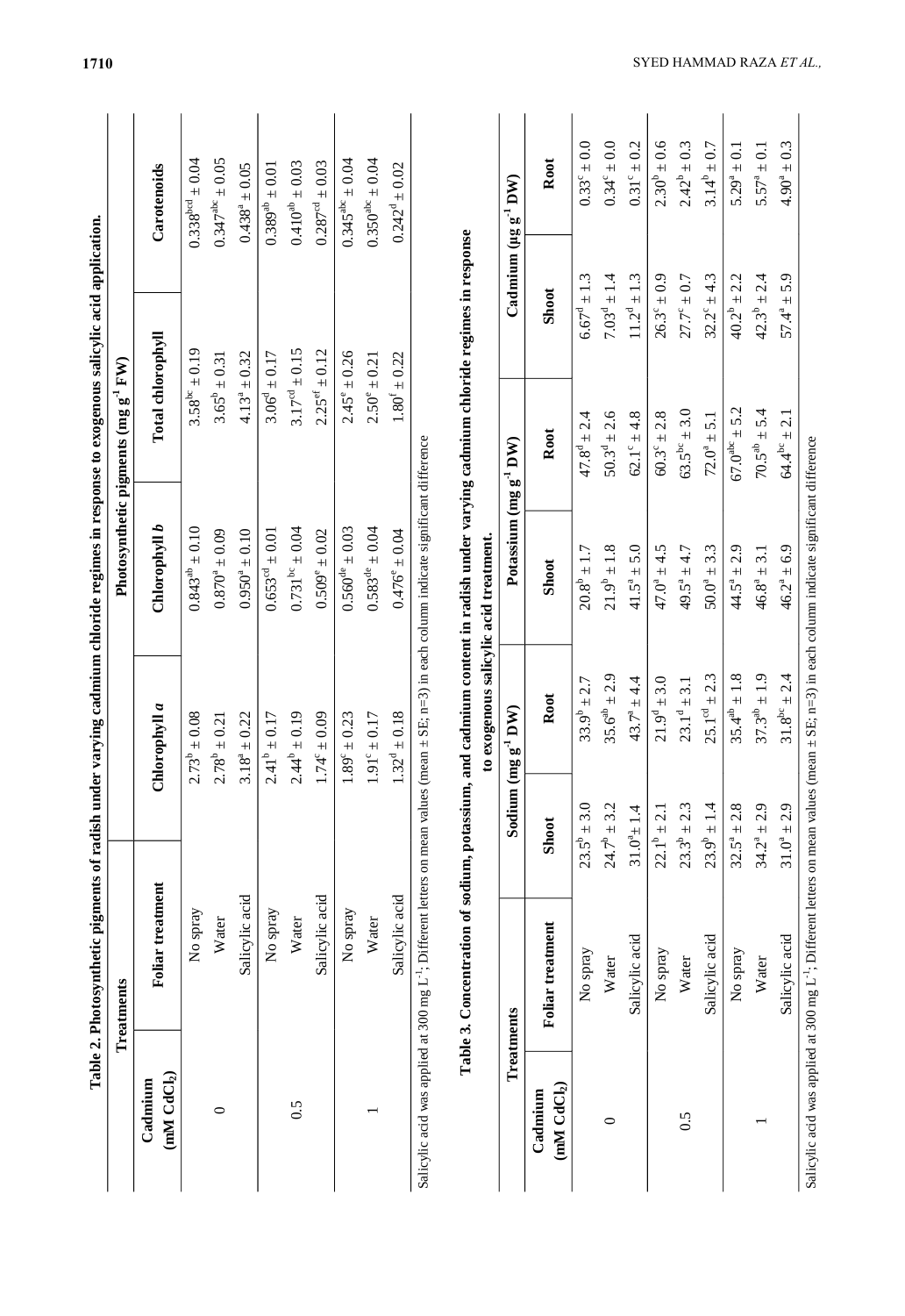**Table 2. Photosynthetic pigments of radish under varying cadmium chloride regimes in response to exogenous salicylic acid application.**

| Treatments | | Photosynthetic pigments (mg g$^{-1}$ FW) | | | |
|---|---|---|---|---|---|
| Cadmium (mM $CdCl_2$) | Foliar treatment | Chlorophyll *a* | Chlorophyll *b* | Total chlorophyll | Carotenoids |
| 0 | No spray | $2.73^{b} \pm 0.08$ | $0.843^{ab} \pm 0.10$ | $3.58^{bc} \pm 0.19$ | $0.338^{bcd} \pm 0.04$ |
| | Water | $2.78^{b} \pm 0.21$ | $0.870^{a} \pm 0.09$ | $3.65^{b} \pm 0.31$ | $0.347^{abc} \pm 0.05$ |
| | Salicylic acid | $3.18^{a} \pm 0.22$ | $0.950^{a} \pm 0.10$ | $4.13^{a} \pm 0.32$ | $0.438^{a} \pm 0.05$ |
| 0.5 | No spray | $2.41^{b} \pm 0.17$ | $0.653^{cd} \pm 0.01$ | $3.06^{d} \pm 0.17$ | $0.389^{ab} \pm 0.01$ |
| | Water | $2.44^{b} \pm 0.19$ | $0.731^{bc} \pm 0.04$ | $3.17^{cd} \pm 0.15$ | $0.410^{ab} \pm 0.03$ |
| | Salicylic acid | $1.74^{c} \pm 0.09$ | $0.509^{e} \pm 0.02$ | $2.25^{ef} \pm 0.12$ | $0.287^{cd} \pm 0.03$ |
| 1 | No spray | $1.89^{c} \pm 0.23$ | $0.560^{de} \pm 0.03$ | $2.45^{e} \pm 0.26$ | $0.345^{abc} \pm 0.04$ |
| | Water | $1.91^{c} \pm 0.17$ | $0.583^{de} \pm 0.04$ | $2.50^{e} \pm 0.21$ | $0.350^{abc} \pm 0.04$ |
| | Salicylic acid | $1.32^{d} \pm 0.18$ | $0.476^{e} \pm 0.04$ | $1.80^{f} \pm 0.22$ | $0.242^{d} \pm 0.02$ |

Salicylic acid was applied at 300 mg L$^{-1}$; Different letters on mean values (mean ± SE; n=3) in each column indicate significant difference

**Table 3. Concentration of sodium, potassium, and cadmium content in radish under varying cadmium chloride regimes in response to exogenous salicylic acid treatment.**

| Treatments | | Sodium (mg g$^{-1}$ DW) | | Potassium (mg g$^{-1}$ DW) | | Cadmium (µg g$^{-1}$ DW) | |
|---|---|---|---|---|---|---|---|
| Cadmium (mM $CdCl_2$) | Foliar treatment | Shoot | Root | Shoot | Root | Shoot | Root |
| 0 | No spray | $23.5^{b} \pm 3.0$ | $33.9^{b} \pm 2.7$ | $20.8^{b} \pm 1.7$ | $47.8^{d} \pm 2.4$ | $6.67^{d} \pm 1.3$ | $0.33^{c} \pm 0.0$ |
| | Water | $24.7^{b} \pm 3.2$ | $35.6^{ab} \pm 2.9$ | $21.9^{b} \pm 1.8$ | $50.3^{d} \pm 2.6$ | $7.03^{d} \pm 1.4$ | $0.34^{c} \pm 0.0$ |
| | Salicylic acid | $31.0^{a} \pm 1.4$ | $43.7^{a} \pm 4.4$ | $41.5^{a} \pm 5.0$ | $62.1^{c} \pm 4.8$ | $11.2^{d} \pm 1.3$ | $0.31^{c} \pm 0.2$ |
| 0.5 | No spray | $22.1^{b} \pm 2.1$ | $21.9^{d} \pm 3.0$ | $47.0^{a} \pm 4.5$ | $60.3^{c} \pm 2.8$ | $26.3^{c} \pm 0.9$ | $2.30^{b} \pm 0.6$ |
| | Water | $23.3^{b} \pm 2.3$ | $23.1^{d} \pm 3.1$ | $49.5^{a} \pm 4.7$ | $63.5^{bc} \pm 3.0$ | $27.7^{c} \pm 0.7$ | $2.42^{b} \pm 0.3$ |
| | Salicylic acid | $23.9^{b} \pm 1.4$ | $25.1^{cd} \pm 2.3$ | $50.0^{a} \pm 3.3$ | $72.0^{a} \pm 5.1$ | $32.2^{c} \pm 4.3$ | $3.14^{b} \pm 0.7$ |
| 1 | No spray | $32.5^{a} \pm 2.8$ | $35.4^{ab} \pm 1.8$ | $44.5^{a} \pm 2.9$ | $67.0^{abc} \pm 5.2$ | $40.2^{b} \pm 2.2$ | $5.29^{a} \pm 0.1$ |
| | Water | $34.2^{a} \pm 2.9$ | $37.3^{ab} \pm 1.9$ | $46.8^{a} \pm 3.1$ | $70.5^{ab} \pm 5.4$ | $42.3^{b} \pm 2.4$ | $5.57^{a} \pm 0.1$ |
| | Salicylic acid | $31.0^{a} \pm 2.9$ | $31.8^{bc} \pm 2.4$ | $46.2^{a} \pm 6.9$ | $64.4^{bc} \pm 2.1$ | $57.4^{a} \pm 5.9$ | $4.90^{a} \pm 0.3$ |

Salicylic acid was applied at 300 mg L$^{-1}$; Different letters on mean values (mean ± SE; n=3) in each column indicate significant difference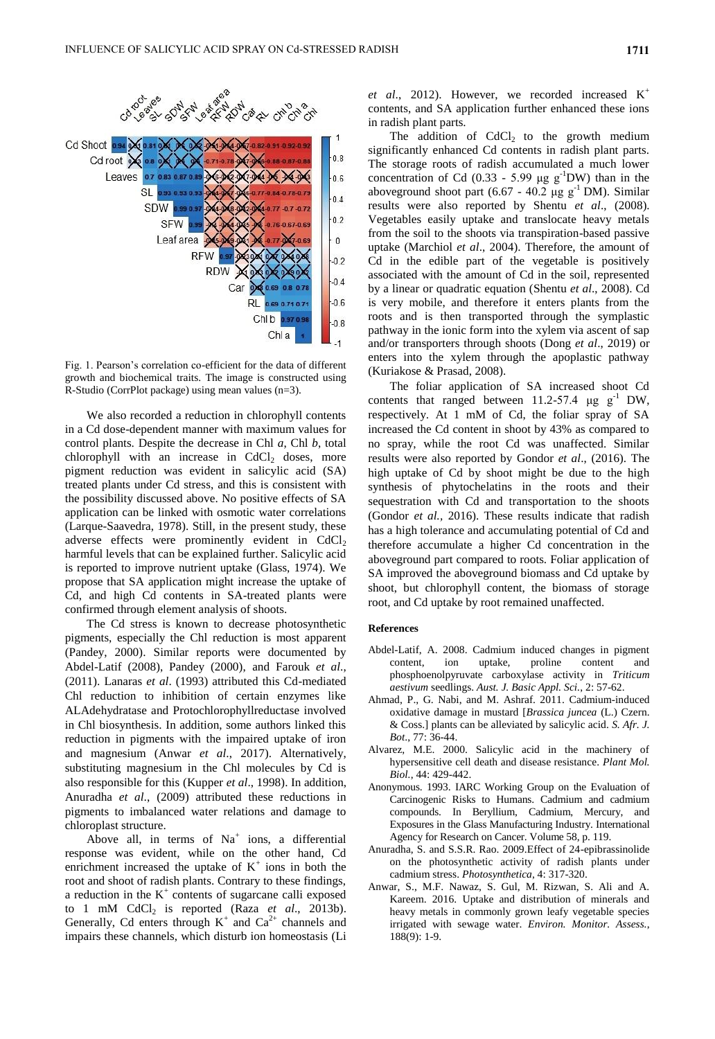Fig. 1. Pearson's correlation co-efficient for the data of different growth and biochemical traits. The image is constructed using R-Studio (CorrPlot package) using mean values (n=3).

We also recorded a reduction in chlorophyll contents in a Cd dose-dependent manner with maximum values for control plants. Despite the decrease in Chl *a*, Chl *b*, total chlorophyll with an increase in $CdCl_2$ doses, more pigment reduction was evident in salicylic acid (SA) treated plants under Cd stress, and this is consistent with the possibility discussed above. No positive effects of SA application can be linked with osmotic water correlations (Larque-Saavedra, 1978). Still, in the present study, these adverse effects were prominently evident in $CdCl_2$ harmful levels that can be explained further. Salicylic acid is reported to improve nutrient uptake (Glass, 1974). We propose that SA application might increase the uptake of Cd, and high Cd contents in SA-treated plants were confirmed through element analysis of shoots.

The Cd stress is known to decrease photosynthetic pigments, especially the Chl reduction is most apparent (Pandey, 2000). Similar reports were documented by Abdel-Latif (2008), Pandey (2000), and Farouk *et al*., (2011). Lanaras *et al*. (1993) attributed this Cd-mediated Chl reduction to inhibition of certain enzymes like ALAdehydratase and Protochlorophyllreductase involved in Chl biosynthesis. In addition, some authors linked this reduction in pigments with the impaired uptake of iron and magnesium (Anwar *et al*., 2017). Alternatively, substituting magnesium in the Chl molecules by Cd is also responsible for this (Kupper *et al*., 1998). In addition, Anuradha *et al*., (2009) attributed these reductions in pigments to imbalanced water relations and damage to chloroplast structure.

Above all, in terms of $Na^+$ ions, a differential response was evident, while on the other hand, Cd enrichment increased the uptake of $K^+$ ions in both the root and shoot of radish plants. Contrary to these findings, a reduction in the $K^+$ contents of sugarcane calli exposed to 1 mM $CdCl_2$ is reported (Raza *et al*., 2013b). Generally, Cd enters through $K^+$ and $Ca^{2+}$ channels and impairs these channels, which disturb ion homeostasis (Li *et al*., 2012). However, we recorded increased $K^+$ contents, and SA application further enhanced these ions in radish plant parts.

The addition of $CdCl_2$ to the growth medium significantly enhanced Cd contents in radish plant parts. The storage roots of radish accumulated a much lower concentration of Cd (0.33 - 5.99 μg $g^{-1}$DW) than in the aboveground shoot part (6.67 - 40.2 μg $g^{-1}$ DM). Similar results were also reported by Shentu *et al*., (2008). Vegetables easily uptake and translocate heavy metals from the soil to the shoots via transpiration-based passive uptake (Marchiol *et al*., 2004). Therefore, the amount of Cd in the edible part of the vegetable is positively associated with the amount of Cd in the soil, represented by a linear or quadratic equation (Shentu *et al*., 2008). Cd is very mobile, and therefore it enters plants from the roots and is then transported through the symplastic pathway in the ionic form into the xylem via ascent of sap and/or transporters through shoots (Dong *et al*., 2019) or enters into the xylem through the apoplastic pathway (Kuriakose & Prasad, 2008).

The foliar application of SA increased shoot Cd contents that ranged between 11.2-57.4 μg $g^{-1}$ DW, respectively. At 1 mM of Cd, the foliar spray of SA increased the Cd content in shoot by 43% as compared to no spray, while the root Cd was unaffected. Similar results were also reported by Gondor *et al*., (2016). The high uptake of Cd by shoot might be due to the high synthesis of phytochelatins in the roots and their sequestration with Cd and transportation to the shoots (Gondor *et al.,* 2016). These results indicate that radish has a high tolerance and accumulating potential of Cd and therefore accumulate a higher Cd concentration in the aboveground part compared to roots. Foliar application of SA improved the aboveground biomass and Cd uptake by shoot, but chlorophyll content, the biomass of storage root, and Cd uptake by root remained unaffected.

## References

Abdel-Latif, A. 2008. Cadmium induced changes in pigment content, ion uptake, proline content and phosphoenolpyruvate carboxylase activity in *Triticum aestivum* seedlings. *Aust. J. Basic Appl. Sci.*, 2: 57-62.

Ahmad, P., G. Nabi, and M. Ashraf. 2011. Cadmium-induced oxidative damage in mustard [*Brassica juncea* (L.) Czern. & Coss.] plants can be alleviated by salicylic acid. *S. Afr. J. Bot*., 77: 36-44.

Alvarez, M.E. 2000. Salicylic acid in the machinery of hypersensitive cell death and disease resistance. *Plant Mol. Biol.*, 44: 429-442.

Anonymous. 1993. IARC Working Group on the Evaluation of Carcinogenic Risks to Humans. Cadmium and cadmium compounds. In Beryllium, Cadmium, Mercury, and Exposures in the Glass Manufacturing Industry. International Agency for Research on Cancer. Volume 58, p. 119.

Anuradha, S. and S.S.R. Rao. 2009.Effect of 24-epibrassinolide on the photosynthetic activity of radish plants under cadmium stress. *Photosynthetica*, 4: 317-320.

Anwar, S., M.F. Nawaz, S. Gul, M. Rizwan, S. Ali and A. Kareem. 2016. Uptake and distribution of minerals and heavy metals in commonly grown leafy vegetable species irrigated with sewage water. *Environ. Monitor. Assess.*, 188(9): 1-9.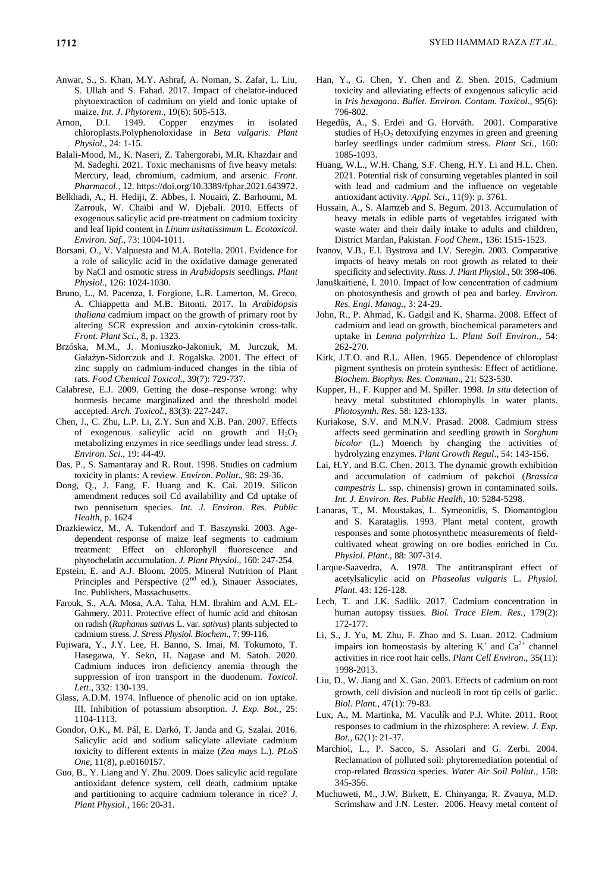Anwar, S., S. Khan, M.Y. Ashraf, A. Noman, S. Zafar, L. Liu, S. Ullah and S. Fahad. 2017. Impact of chelator-induced phytoextraction of cadmium on yield and ionic uptake of maize. *Int. J. Phytorem*., 19(6): 505-513.

Arnon, D.I. 1949. Copper enzymes in isolated chloroplasts.Polyphenoloxidase in *Beta vulgaris*. *Plant Physiol.*, 24: 1-15.

Balali-Mood, M., K. Naseri, Z. Tahergorabi, M.R. Khazdair and M. Sadeghi. 2021. Toxic mechanisms of five heavy metals: Mercury, lead, chromium, cadmium, and arsenic. *Front. Pharmacol.*, 12. https://doi.org/10.3389/fphar.2021.643972.

Belkhadi, A., H. Hediji, Z. Abbes, I. Nouairi, Z. Barhoumi, M. Zarrouk, W. Chaïbi and W. Djebali. 2010. Effects of exogenous salicylic acid pre-treatment on cadmium toxicity and leaf lipid content in *Linum usitatissimum* L. *Ecotoxicol. Environ. Saf*., 73: 1004-1011.

Borsani, O., V. Valpuesta and M.A. Botella. 2001. Evidence for a role of salicylic acid in the oxidative damage generated by NaCl and osmotic stress in *Arabidopsis* seedlings. *Plant Physiol.*, 126: 1024-1030.

Bruno, L., M. Pacenza, I. Forgione, L.R. Lamerton, M. Greco, A. Chiappetta and M.B. Bitonti. 2017. In *Arabidopsis thaliana* cadmium impact on the growth of primary root by altering SCR expression and auxin-cytokinin cross-talk. *Front. Plant Sci*., 8, p. 1323.

Brzóska, M.M., J. Moniuszko-Jakoniuk, M. Jurczuk, M. Gałażyn-Sidorczuk and J. Rogalska. 2001. The effect of zinc supply on cadmium-induced changes in the tibia of rats. *Food Chemical Toxicol.*, 39(7): 729-737.

Calabrese, E.J. 2009. Getting the dose–response wrong: why hormesis became marginalized and the threshold model accepted. *Arch. Toxicol.*, 83(3): 227-247.

Chen, J., C. Zhu, L.P. Li, Z.Y. Sun and X.B. Pan. 2007. Effects of exogenous salicylic acid on growth and $H_2O_2$ metabolizing enzymes in rice seedlings under lead stress. *J. Environ. Sci*., 19: 44-49.

Das, P., S. Samantaray and R. Rout. 1998. Studies on cadmium toxicity in plants: A review. *Environ. Pollut*., 98: 29-36.

Dong, Q., J. Fang, F. Huang and K. Cai. 2019. Silicon amendment reduces soil Cd availability and Cd uptake of two pennisetum species. *Int. J. Environ. Res. Public Health*, p. 1624

Drazkiewicz, M., A. Tukendorf and T. Baszynski. 2003. Age-dependent response of maize leaf segments to cadmium treatment: Effect on chlorophyll fluorescence and phytochelatin accumulation. *J. Plant Physiol*., 160: 247-254.

Epstein, E. and A.J. Bloom. 2005. Mineral Nutrition of Plant Principles and Perspective (2nd ed.), Sinauer Associates, Inc. Publishers, Massachusetts.

Farouk, S., A.A. Mosa, A.A. Taha, H.M. Ibrahim and A.M. EL-Gahmery. 2011. Protective effect of humic acid and chitosan on radish (*Raphanus sativus* L. var. *sativus*) plants subjected to cadmium stress. *J. Stress Physiol. Biochem*., 7: 99-116.

Fujiwara, Y., J.Y. Lee, H. Banno, S. Imai, M. Tokumoto, T. Hasegawa, Y. Seko, H. Nagase and M. Satoh. 2020. Cadmium induces iron deficiency anemia through the suppression of iron transport in the duodenum. *Toxicol. Lett*., 332: 130-139.

Glass, A.D.M. 1974. Influence of phenolic acid on ion uptake. III. Inhibition of potassium absorption. *J. Exp. Bot.*, 25: 1104-1113.

Gondor, O.K., M. Pál, E. Darkó, T. Janda and G. Szalai. 2016. Salicylic acid and sodium salicylate alleviate cadmium toxicity to different extents in maize (*Zea mays* L.). *PLoS One*, 11(8), p.e0160157.

Guo, B., Y. Liang and Y. Zhu. 2009. Does salicylic acid regulate antioxidant defence system, cell death, cadmium uptake and partitioning to acquire cadmium tolerance in rice? *J. Plant Physiol.*, 166: 20-31.

Han, Y., G. Chen, Y. Chen and Z. Shen. 2015. Cadmium toxicity and alleviating effects of exogenous salicylic acid in *Iris hexagona*. *Bullet. Environ. Contam. Toxicol.*, 95(6): 796-802.

Hegedûs, A., S. Erdei and G. Horváth. 2001. Comparative studies of $H_2O_2$ detoxifying enzymes in green and greening barley seedlings under cadmium stress. *Plant Sci.*, 160: 1085-1093.

Huang, W.L., W.H. Chang, S.F. Cheng, H.Y. Li and H.L. Chen. 2021. Potential risk of consuming vegetables planted in soil with lead and cadmium and the influence on vegetable antioxidant activity. *Appl. Sci*., 11(9): p. 3761.

Hussain, A., S. Alamzeb and S. Begum. 2013. Accumulation of heavy metals in edible parts of vegetables irrigated with waste water and their daily intake to adults and children, District Mardan, Pakistan. *Food Chem.*, 136: 1515-1523.

Ivanov, V.B., E.I. Bystrova and I.V. Seregin. 2003. Comparative impacts of heavy metals on root growth as related to their specificity and selectivity. *Russ. J. Plant Physiol.*, 50: 398-406.

Januškaitienė, I. 2010. Impact of low concentration of cadmium on photosynthesis and growth of pea and barley. *Environ. Res. Engi. Manag.*, 3: 24-29.

John, R., P. Ahmad, K. Gadgil and K. Sharma. 2008. Effect of cadmium and lead on growth, biochemical parameters and uptake in *Lemna polyrrhiza* L. *Plant Soil Environ*., 54: 262-270.

Kirk, J.T.O. and R.L. Allen. 1965. Dependence of chloroplast pigment synthesis on protein synthesis: Effect of actidione. *Biochem. Biophys. Res. Commun*., 21: 523-530.

Kupper, H., F. Kupper and M. Spiller. 1998. *In situ* detection of heavy metal substituted chlorophylls in water plants. *Photosynth. Res*. 58: 123-133.

Kuriakose, S.V. and M.N.V. Prasad. 2008. Cadmium stress affects seed germination and seedling growth in *Sorghum bicolor* (L.) Moench by changing the activities of hydrolyzing enzymes. *Plant Growth Regul*., 54: 143-156.

Lai, H.Y. and B.C. Chen. 2013. The dynamic growth exhibition and accumulation of cadmium of pakchoi (*Brassica campestris* L. ssp. chinensis) grown in contaminated soils. *Int. J. Environ. Res. Public Health*, 10: 5284-5298.

Lanaras, T., M. Moustakas, L. Symeonidis, S. Diomantoglou and S. Karataglis. 1993. Plant metal content, growth responses and some photosynthetic measurements of field-cultivated wheat growing on ore bodies enriched in Cu. *Physiol. Plant*., 88: 307-314.

Larque-Saavedra, A. 1978. The antitranspirant effect of acetylsalicylic acid on *Phaseolus vulgaris* L. *Physiol. Plant*. 43: 126-128.

Lech, T. and J.K. Sadlik. 2017. Cadmium concentration in human autopsy tissues. *Biol. Trace Elem. Res.*, 179(2): 172-177.

Li, S., J. Yu, M. Zhu, F. Zhao and S. Luan. 2012. Cadmium impairs ion homeostasis by altering $K^+$ and $Ca^{2+}$ channel activities in rice root hair cells. *Plant Cell Environ*., 35(11): 1998-2013.

Liu, D., W. Jiang and X. Gao. 2003. Effects of cadmium on root growth, cell division and nucleoli in root tip cells of garlic. *Biol. Plant.*, 47(1): 79-83.

Lux, A., M. Martinka, M. Vaculík and P.J. White. 2011. Root responses to cadmium in the rhizosphere: A review. *J. Exp. Bot.*, 62(1): 21-37.

Marchiol, L., P. Sacco, S. Assolari and G. Zerbi. 2004. Reclamation of polluted soil: phytoremediation potential of crop-related *Brassica* species. *Water Air Soil Pollut*., 158: 345-356.

Muchuweti, M., J.W. Birkett, E. Chinyanga, R. Zvauya, M.D. Scrimshaw and J.N. Lester. 2006. Heavy metal content of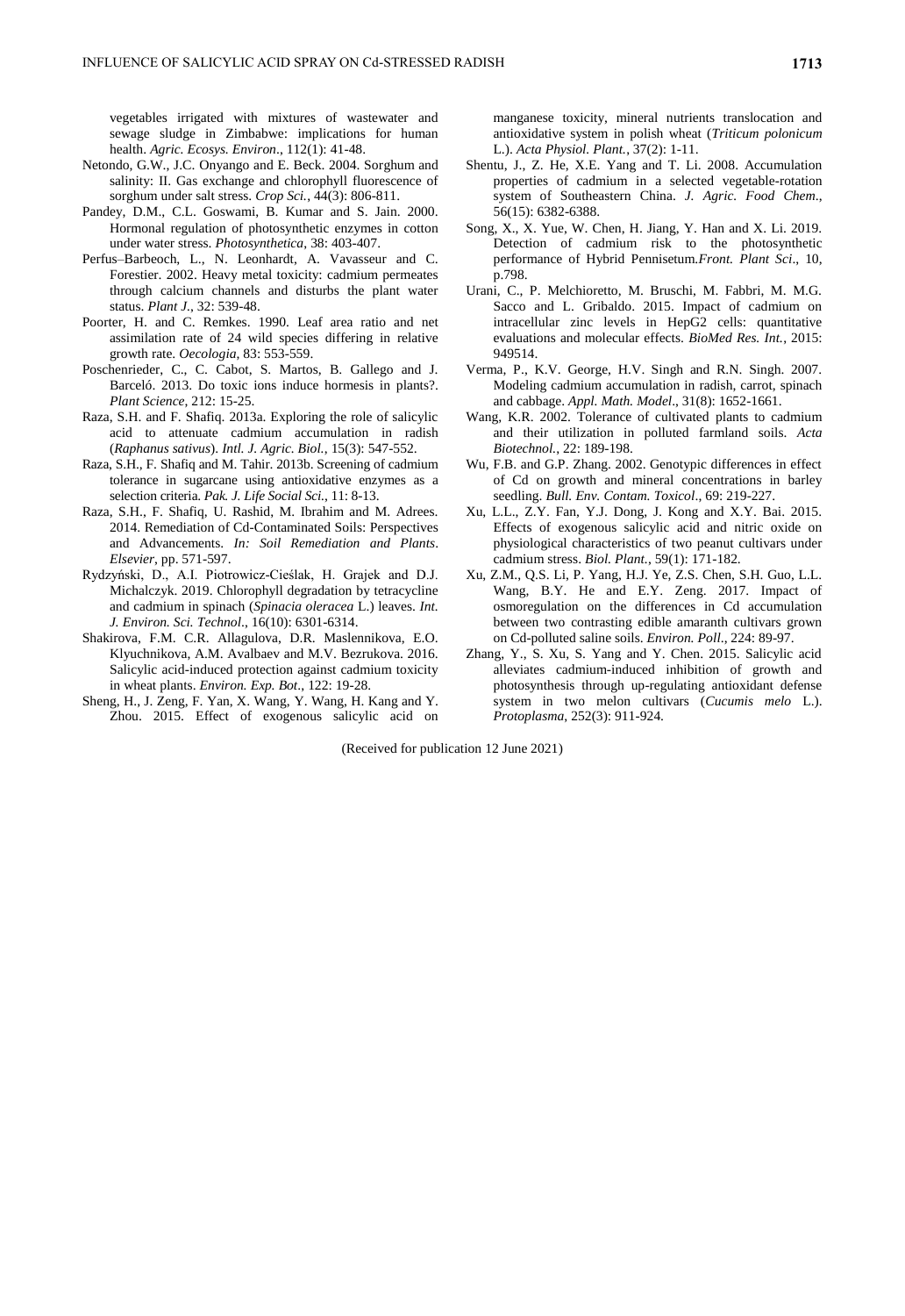vegetables irrigated with mixtures of wastewater and sewage sludge in Zimbabwe: implications for human health. *Agric. Ecosys. Environ*., 112(1): 41-48.

Netondo, G.W., J.C. Onyango and E. Beck. 2004. Sorghum and salinity: II. Gas exchange and chlorophyll fluorescence of sorghum under salt stress. *Crop Sci.*, 44(3): 806-811.

Pandey, D.M., C.L. Goswami, B. Kumar and S. Jain. 2000. Hormonal regulation of photosynthetic enzymes in cotton under water stress. *Photosynthetica*, 38: 403-407.

Perfus–Barbeoch, L., N. Leonhardt, A. Vavasseur and C. Forestier. 2002. Heavy metal toxicity: cadmium permeates through calcium channels and disturbs the plant water status. *Plant J.*, 32: 539-48.

Poorter, H. and C. Remkes. 1990. Leaf area ratio and net assimilation rate of 24 wild species differing in relative growth rate. *Oecologia*, 83: 553-559.

Poschenrieder, C., C. Cabot, S. Martos, B. Gallego and J. Barceló. 2013. Do toxic ions induce hormesis in plants?. *Plant Science*, 212: 15-25.

Raza, S.H. and F. Shafiq. 2013a. Exploring the role of salicylic acid to attenuate cadmium accumulation in radish (*Raphanus sativus*). *Intl. J. Agric. Biol.*, 15(3): 547-552.

Raza, S.H., F. Shafiq and M. Tahir. 2013b. Screening of cadmium tolerance in sugarcane using antioxidative enzymes as a selection criteria. *Pak. J. Life Social Sci.*, 11: 8-13.

Raza, S.H., F. Shafiq, U. Rashid, M. Ibrahim and M. Adrees. 2014. Remediation of Cd-Contaminated Soils: Perspectives and Advancements. *In: Soil Remediation and Plants*. *Elsevier*, pp. 571-597.

Rydzyński, D., A.I. Piotrowicz-Cieślak, H. Grajek and D.J. Michalczyk. 2019. Chlorophyll degradation by tetracycline and cadmium in spinach (*Spinacia oleracea* L.) leaves. *Int. J. Environ. Sci. Technol*., 16(10): 6301-6314.

Shakirova, F.M. C.R. Allagulova, D.R. Maslennikova, E.O. Klyuchnikova, A.M. Avalbaev and M.V. Bezrukova. 2016. Salicylic acid-induced protection against cadmium toxicity in wheat plants. *Environ. Exp. Bot*., 122: 19-28.

Sheng, H., J. Zeng, F. Yan, X. Wang, Y. Wang, H. Kang and Y. Zhou. 2015. Effect of exogenous salicylic acid on manganese toxicity, mineral nutrients translocation and antioxidative system in polish wheat (*Triticum polonicum* L.). *Acta Physiol. Plant.*, 37(2): 1-11.

Shentu, J., Z. He, X.E. Yang and T. Li. 2008. Accumulation properties of cadmium in a selected vegetable-rotation system of Southeastern China. *J. Agric. Food Chem*., 56(15): 6382-6388.

Song, X., X. Yue, W. Chen, H. Jiang, Y. Han and X. Li. 2019. Detection of cadmium risk to the photosynthetic performance of Hybrid Pennisetum.*Front. Plant Sci*., 10, p.798.

Urani, C., P. Melchioretto, M. Bruschi, M. Fabbri, M. M.G. Sacco and L. Gribaldo. 2015. Impact of cadmium on intracellular zinc levels in HepG2 cells: quantitative evaluations and molecular effects. *BioMed Res. Int.*, 2015: 949514.

Verma, P., K.V. George, H.V. Singh and R.N. Singh. 2007. Modeling cadmium accumulation in radish, carrot, spinach and cabbage. *Appl. Math. Model*., 31(8): 1652-1661.

Wang, K.R. 2002. Tolerance of cultivated plants to cadmium and their utilization in polluted farmland soils. *Acta Biotechnol.*, 22: 189-198.

Wu, F.B. and G.P. Zhang. 2002. Genotypic differences in effect of Cd on growth and mineral concentrations in barley seedling. *Bull. Env. Contam. Toxicol*., 69: 219-227.

Xu, L.L., Z.Y. Fan, Y.J. Dong, J. Kong and X.Y. Bai. 2015. Effects of exogenous salicylic acid and nitric oxide on physiological characteristics of two peanut cultivars under cadmium stress. *Biol. Plant.*, 59(1): 171-182.

Xu, Z.M., Q.S. Li, P. Yang, H.J. Ye, Z.S. Chen, S.H. Guo, L.L. Wang, B.Y. He and E.Y. Zeng. 2017. Impact of osmoregulation on the differences in Cd accumulation between two contrasting edible amaranth cultivars grown on Cd-polluted saline soils. *Environ. Poll*., 224: 89-97.

Zhang, Y., S. Xu, S. Yang and Y. Chen. 2015. Salicylic acid alleviates cadmium-induced inhibition of growth and photosynthesis through up-regulating antioxidant defense system in two melon cultivars (*Cucumis melo* L.). *Protoplasma*, 252(3): 911-924.

(Received for publication 12 June 2021)